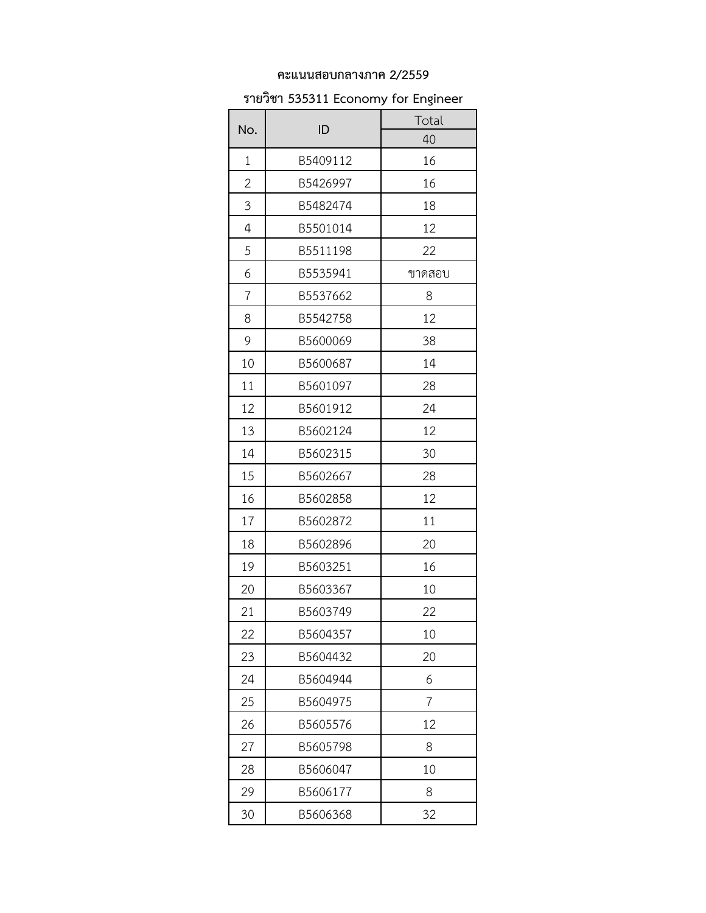**คะแนนสอบกลางภาค 2/2559**

**รายวิชา 535311 Economy for Engineer**

| No. | ID | Total |
|---|---|---|
| | | 40 |
| 1 | B5409112 | 16 |
| 2 | B5426997 | 16 |
| 3 | B5482474 | 18 |
| 4 | B5501014 | 12 |
| 5 | B5511198 | 22 |
| 6 | B5535941 | ขาดสอบ |
| 7 | B5537662 | 8 |
| 8 | B5542758 | 12 |
| 9 | B5600069 | 38 |
| 10 | B5600687 | 14 |
| 11 | B5601097 | 28 |
| 12 | B5601912 | 24 |
| 13 | B5602124 | 12 |
| 14 | B5602315 | 30 |
| 15 | B5602667 | 28 |
| 16 | B5602858 | 12 |
| 17 | B5602872 | 11 |
| 18 | B5602896 | 20 |
| 19 | B5603251 | 16 |
| 20 | B5603367 | 10 |
| 21 | B5603749 | 22 |
| 22 | B5604357 | 10 |
| 23 | B5604432 | 20 |
| 24 | B5604944 | 6 |
| 25 | B5604975 | 7 |
| 26 | B5605576 | 12 |
| 27 | B5605798 | 8 |
| 28 | B5606047 | 10 |
| 29 | B5606177 | 8 |
| 30 | B5606368 | 32 |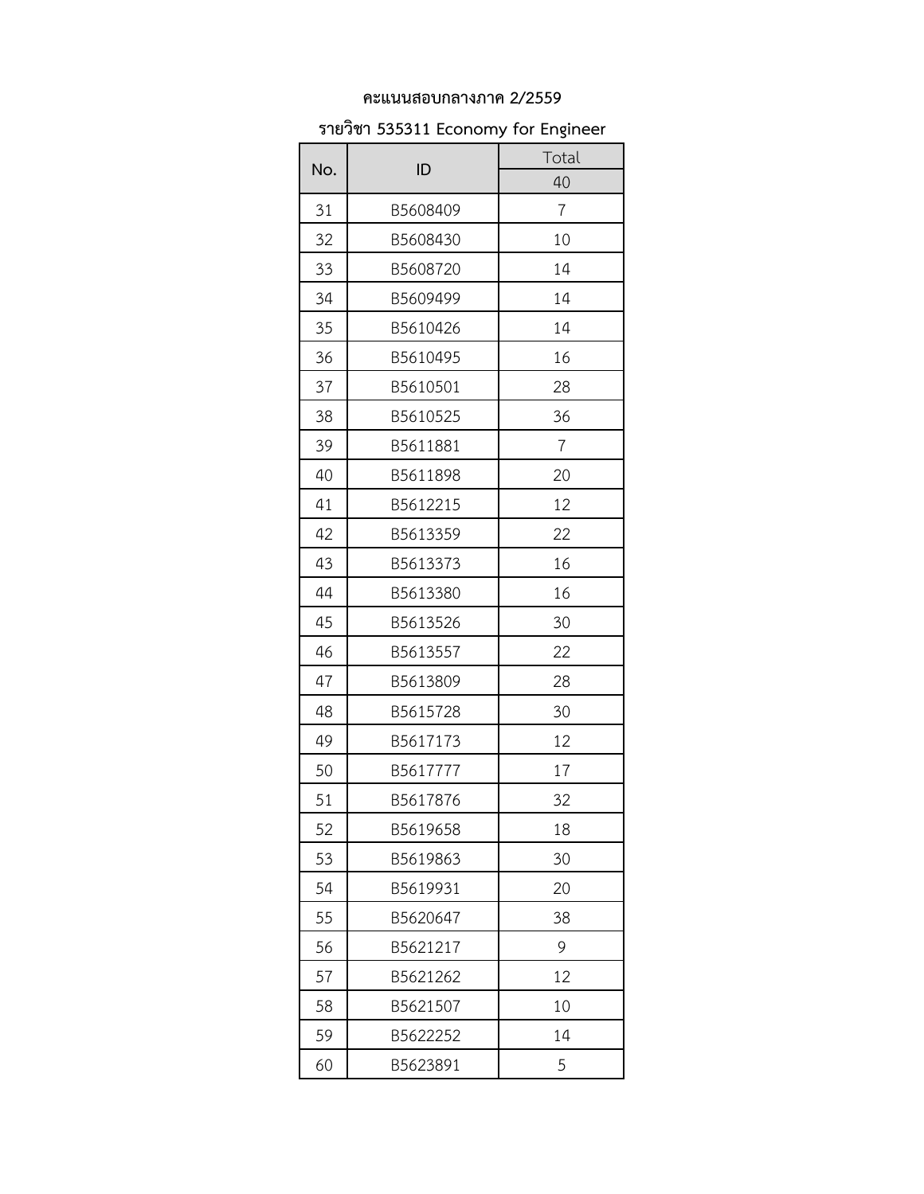**คะแนนสอบกลางภาค 2/2559**

**รายวิชา 535311 Economy for Engineer**

| No. | ID | Total |
|---|---|---|
| | | 40 |
| 31 | B5608409 | 7 |
| 32 | B5608430 | 10 |
| 33 | B5608720 | 14 |
| 34 | B5609499 | 14 |
| 35 | B5610426 | 14 |
| 36 | B5610495 | 16 |
| 37 | B5610501 | 28 |
| 38 | B5610525 | 36 |
| 39 | B5611881 | 7 |
| 40 | B5611898 | 20 |
| 41 | B5612215 | 12 |
| 42 | B5613359 | 22 |
| 43 | B5613373 | 16 |
| 44 | B5613380 | 16 |
| 45 | B5613526 | 30 |
| 46 | B5613557 | 22 |
| 47 | B5613809 | 28 |
| 48 | B5615728 | 30 |
| 49 | B5617173 | 12 |
| 50 | B5617777 | 17 |
| 51 | B5617876 | 32 |
| 52 | B5619658 | 18 |
| 53 | B5619863 | 30 |
| 54 | B5619931 | 20 |
| 55 | B5620647 | 38 |
| 56 | B5621217 | 9 |
| 57 | B5621262 | 12 |
| 58 | B5621507 | 10 |
| 59 | B5622252 | 14 |
| 60 | B5623891 | 5 |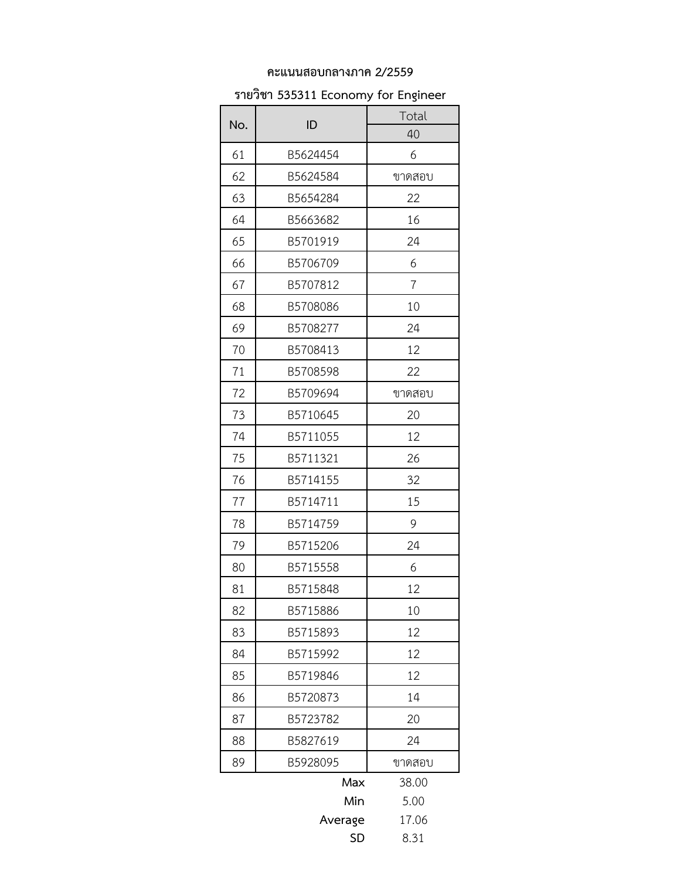**คะแนนสอบกลางภาค 2/2559**

**รายวิชา 535311 Economy for Engineer**

| No. | ID | Total |
|---|---|---|
| | | 40 |
| 61 | B5624454 | 6 |
| 62 | B5624584 | ขาดสอบ |
| 63 | B5654284 | 22 |
| 64 | B5663682 | 16 |
| 65 | B5701919 | 24 |
| 66 | B5706709 | 6 |
| 67 | B5707812 | 7 |
| 68 | B5708086 | 10 |
| 69 | B5708277 | 24 |
| 70 | B5708413 | 12 |
| 71 | B5708598 | 22 |
| 72 | B5709694 | ขาดสอบ |
| 73 | B5710645 | 20 |
| 74 | B5711055 | 12 |
| 75 | B5711321 | 26 |
| 76 | B5714155 | 32 |
| 77 | B5714711 | 15 |
| 78 | B5714759 | 9 |
| 79 | B5715206 | 24 |
| 80 | B5715558 | 6 |
| 81 | B5715848 | 12 |
| 82 | B5715886 | 10 |
| 83 | B5715893 | 12 |
| 84 | B5715992 | 12 |
| 85 | B5719846 | 12 |
| 86 | B5720873 | 14 |
| 87 | B5723782 | 20 |
| 88 | B5827619 | 24 |
| 89 | B5928095 | ขาดสอบ |
| | **Max** | 38.00 |
| | **Min** | 5.00 |
| | **Average** | 17.06 |
| | **SD** | 8.31 |